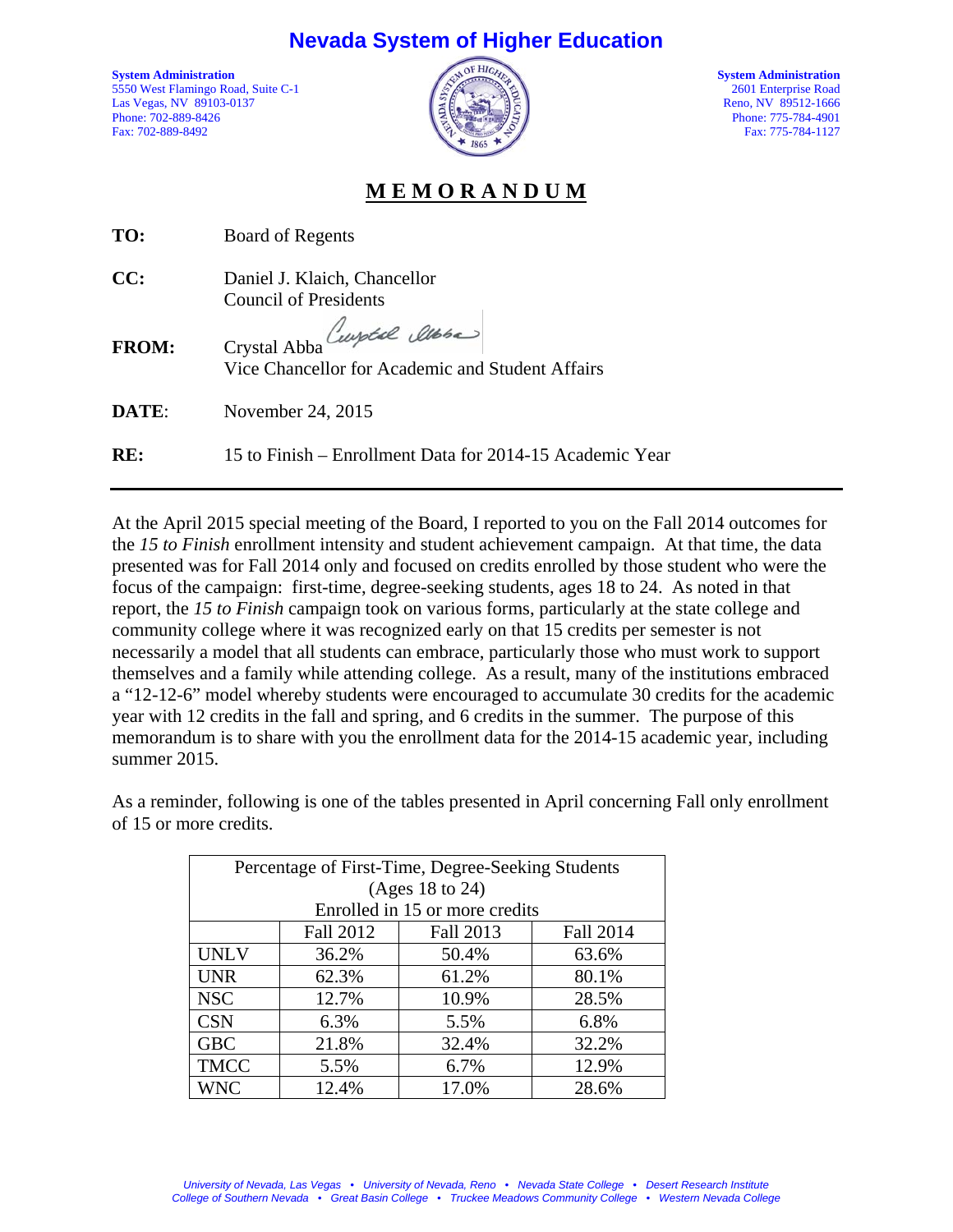# Nevada System of Higher Education

**System Administration**
5550 West Flamingo Road, Suite C-1
Las Vegas, NV 89103-0137
Phone: 702-889-8426
Fax: 702-889-8492

**System Administration**
2601 Enterprise Road
Reno, NV 89512-1666
Phone: 775-784-4901
Fax: 775-784-1127

## MEMORANDUM

**TO:** Board of Regents

**CC:** Daniel J. Klaich, Chancellor
Council of Presidents

**FROM:** Crystal Abba
Vice Chancellor for Academic and Student Affairs

**DATE:** November 24, 2015

**RE:** 15 to Finish – Enrollment Data for 2014-15 Academic Year

---

At the April 2015 special meeting of the Board, I reported to you on the Fall 2014 outcomes for the *15 to Finish* enrollment intensity and student achievement campaign. At that time, the data presented was for Fall 2014 only and focused on credits enrolled by those student who were the focus of the campaign: first-time, degree-seeking students, ages 18 to 24. As noted in that report, the *15 to Finish* campaign took on various forms, particularly at the state college and community college where it was recognized early on that 15 credits per semester is not necessarily a model that all students can embrace, particularly those who must work to support themselves and a family while attending college. As a result, many of the institutions embraced a "12-12-6" model whereby students were encouraged to accumulate 30 credits for the academic year with 12 credits in the fall and spring, and 6 credits in the summer. The purpose of this memorandum is to share with you the enrollment data for the 2014-15 academic year, including summer 2015.

As a reminder, following is one of the tables presented in April concerning Fall only enrollment of 15 or more credits.

| Percentage of First-Time, Degree-Seeking Students (Ages 18 to 24) Enrolled in 15 or more credits | | | |
|---|---|---|---|
| | Fall 2012 | Fall 2013 | Fall 2014 |
| UNLV | 36.2% | 50.4% | 63.6% |
| UNR | 62.3% | 61.2% | 80.1% |
| NSC | 12.7% | 10.9% | 28.5% |
| CSN | 6.3% | 5.5% | 6.8% |
| GBC | 21.8% | 32.4% | 32.2% |
| TMCC | 5.5% | 6.7% | 12.9% |
| WNC | 12.4% | 17.0% | 28.6% |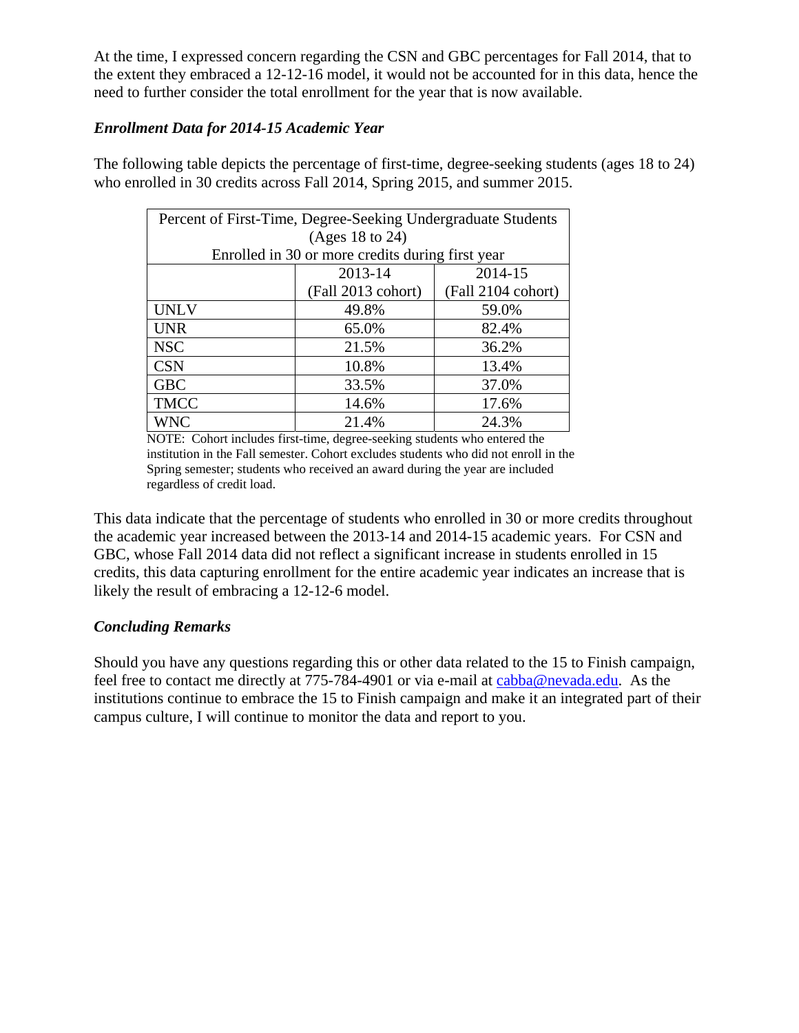At the time, I expressed concern regarding the CSN and GBC percentages for Fall 2014, that to the extent they embraced a 12-12-16 model, it would not be accounted for in this data, hence the need to further consider the total enrollment for the year that is now available.

### *Enrollment Data for 2014-15 Academic Year*

The following table depicts the percentage of first-time, degree-seeking students (ages 18 to 24) who enrolled in 30 credits across Fall 2014, Spring 2015, and summer 2015.

| Percent of First-Time, Degree-Seeking Undergraduate Students (Ages 18 to 24) Enrolled in 30 or more credits during first year | | |
|---|---|---|
| | 2013-14 (Fall 2013 cohort) | 2014-15 (Fall 2104 cohort) |
| UNLV | 49.8% | 59.0% |
| UNR | 65.0% | 82.4% |
| NSC | 21.5% | 36.2% |
| CSN | 10.8% | 13.4% |
| GBC | 33.5% | 37.0% |
| TMCC | 14.6% | 17.6% |
| WNC | 21.4% | 24.3% |

NOTE: Cohort includes first-time, degree-seeking students who entered the institution in the Fall semester. Cohort excludes students who did not enroll in the Spring semester; students who received an award during the year are included regardless of credit load.

This data indicate that the percentage of students who enrolled in 30 or more credits throughout the academic year increased between the 2013-14 and 2014-15 academic years. For CSN and GBC, whose Fall 2014 data did not reflect a significant increase in students enrolled in 15 credits, this data capturing enrollment for the entire academic year indicates an increase that is likely the result of embracing a 12-12-6 model.

### *Concluding Remarks*

Should you have any questions regarding this or other data related to the 15 to Finish campaign, feel free to contact me directly at 775-784-4901 or via e-mail at cabba@nevada.edu. As the institutions continue to embrace the 15 to Finish campaign and make it an integrated part of their campus culture, I will continue to monitor the data and report to you.